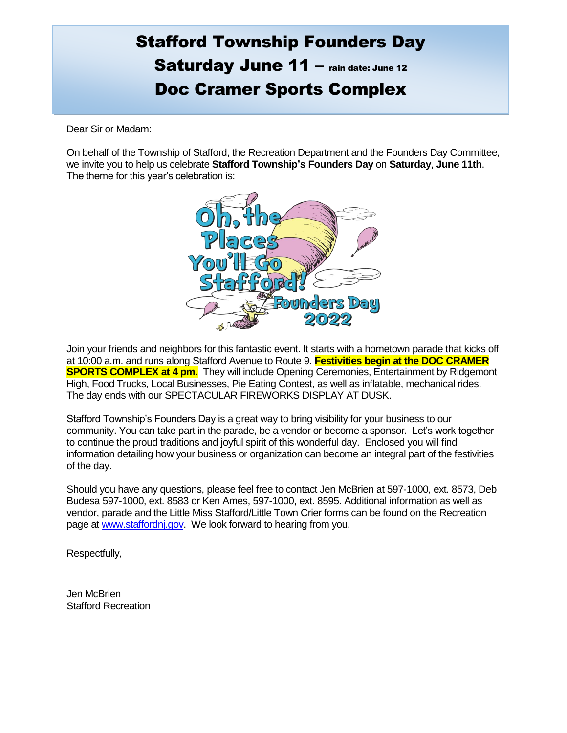# Stafford Township Founders Day

## Saturday June 11 – rain date: June 12

## Doc Cramer Sports Complex

Dear Sir or Madam:

On behalf of the Township of Stafford, the Recreation Department and the Founders Day Committee, we invite you to help us celebrate **Stafford Township's Founders Day** on **Saturday**, **June 11th**. The theme for this year's celebration is:

Oh, the Places You'll Go Stafford! Founders Day 2022

Join your friends and neighbors for this fantastic event. It starts with a hometown parade that kicks off at 10:00 a.m. and runs along Stafford Avenue to Route 9. **Festivities begin at the DOC CRAMER SPORTS COMPLEX at 4 pm.** They will include Opening Ceremonies, Entertainment by Ridgemont High, Food Trucks, Local Businesses, Pie Eating Contest, as well as inflatable, mechanical rides. The day ends with our SPECTACULAR FIREWORKS DISPLAY AT DUSK.

Stafford Township's Founders Day is a great way to bring visibility for your business to our community. You can take part in the parade, be a vendor or become a sponsor. Let's work together to continue the proud traditions and joyful spirit of this wonderful day. Enclosed you will find information detailing how your business or organization can become an integral part of the festivities of the day.

Should you have any questions, please feel free to contact Jen McBrien at 597-1000, ext. 8573, Deb Budesa 597-1000, ext. 8583 or Ken Ames, 597-1000, ext. 8595. Additional information as well as vendor, parade and the Little Miss Stafford/Little Town Crier forms can be found on the Recreation page at [www.staffordnj.gov](http://www.staffordnj.gov). We look forward to hearing from you.

Respectfully,

Jen McBrien
Stafford Recreation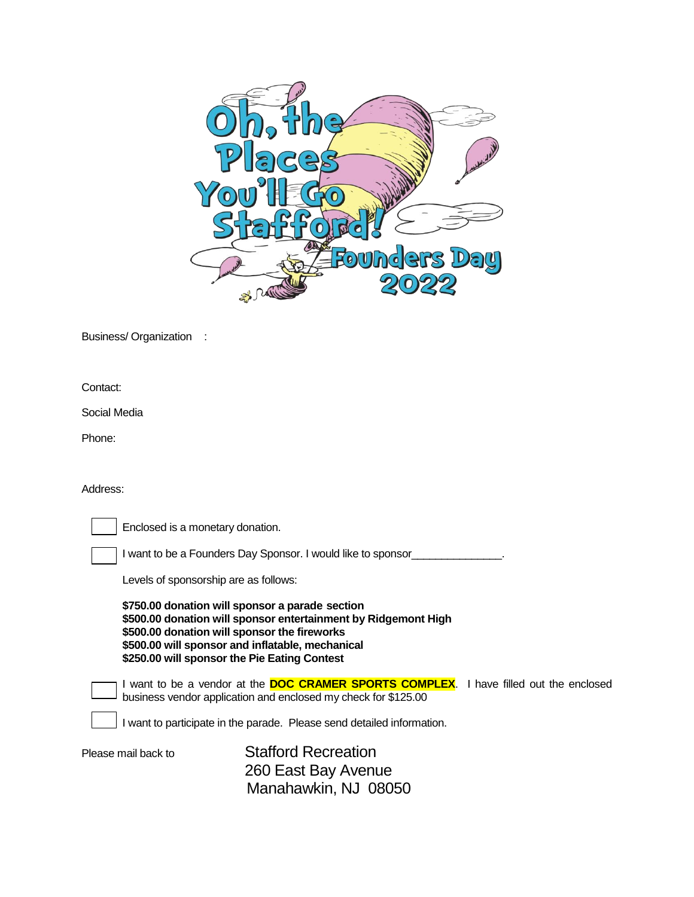Oh, the Places You'll Go Stafford!

Founders Day 2022

Business/ Organization :

Contact:

Social Media

Phone:

Address:

☐ Enclosed is a monetary donation.

☐ I want to be a Founders Day Sponsor. I would like to sponsor_______________.

Levels of sponsorship are as follows:

**$750.00 donation will sponsor a parade section**
**$500.00 donation will sponsor entertainment by Ridgemont High**
**$500.00 donation will sponsor the fireworks**
**$500.00 will sponsor and inflatable, mechanical**
**$250.00 will sponsor the Pie Eating Contest**

☐ I want to be a vendor at the **DOC CRAMER SPORTS COMPLEX**. I have filled out the enclosed business vendor application and enclosed my check for $125.00

☐ I want to participate in the parade. Please send detailed information.

Please mail back to

Stafford Recreation
260 East Bay Avenue
Manahawkin, NJ 08050